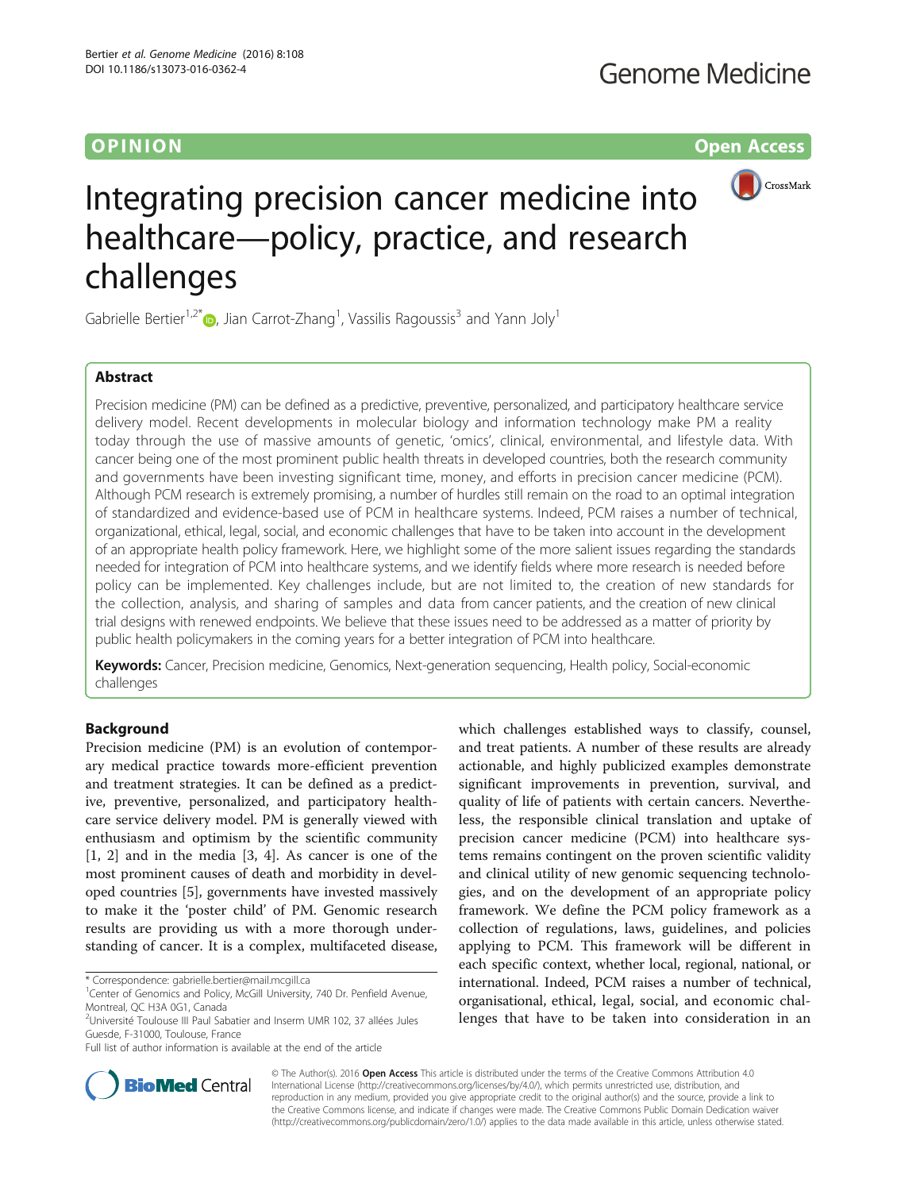OPINION Open Access

# Integrating precision cancer medicine into healthcare—policy, practice, and research challenges

Gabrielle Bertier[1,2*], Jian Carrot-Zhang[1], Vassilis Ragoussis[3] and Yann Joly[1]

## Abstract

Precision medicine (PM) can be defined as a predictive, preventive, personalized, and participatory healthcare service delivery model. Recent developments in molecular biology and information technology make PM a reality today through the use of massive amounts of genetic, 'omics', clinical, environmental, and lifestyle data. With cancer being one of the most prominent public health threats in developed countries, both the research community and governments have been investing significant time, money, and efforts in precision cancer medicine (PCM). Although PCM research is extremely promising, a number of hurdles still remain on the road to an optimal integration of standardized and evidence-based use of PCM in healthcare systems. Indeed, PCM raises a number of technical, organizational, ethical, legal, social, and economic challenges that have to be taken into account in the development of an appropriate health policy framework. Here, we highlight some of the more salient issues regarding the standards needed for integration of PCM into healthcare systems, and we identify fields where more research is needed before policy can be implemented. Key challenges include, but are not limited to, the creation of new standards for the collection, analysis, and sharing of samples and data from cancer patients, and the creation of new clinical trial designs with renewed endpoints. We believe that these issues need to be addressed as a matter of priority by public health policymakers in the coming years for a better integration of PCM into healthcare.

**Keywords:** Cancer, Precision medicine, Genomics, Next-generation sequencing, Health policy, Social-economic challenges

## Background

Precision medicine (PM) is an evolution of contemporary medical practice towards more-efficient prevention and treatment strategies. It can be defined as a predictive, preventive, personalized, and participatory healthcare service delivery model. PM is generally viewed with enthusiasm and optimism by the scientific community [1, 2] and in the media [3, 4]. As cancer is one of the most prominent causes of death and morbidity in developed countries [5], governments have invested massively to make it the 'poster child' of PM. Genomic research results are providing us with a more thorough understanding of cancer. It is a complex, multifaceted disease, which challenges established ways to classify, counsel, and treat patients. A number of these results are already actionable, and highly publicized examples demonstrate significant improvements in prevention, survival, and quality of life of patients with certain cancers. Nevertheless, the responsible clinical translation and uptake of precision cancer medicine (PCM) into healthcare systems remains contingent on the proven scientific validity and clinical utility of new genomic sequencing technologies, and on the development of an appropriate policy framework. We define the PCM policy framework as a collection of regulations, laws, guidelines, and policies applying to PCM. This framework will be different in each specific context, whether local, regional, national, or international. Indeed, PCM raises a number of technical, organisational, ethical, legal, social, and economic challenges that have to be taken into consideration in an

\* Correspondence: gabrielle.bertier@mail.mcgill.ca
[1]Center of Genomics and Policy, McGill University, 740 Dr. Penfield Avenue, Montreal, QC H3A 0G1, Canada
[2]Université Toulouse III Paul Sabatier and Inserm UMR 102, 37 allées Jules Guesde, F-31000, Toulouse, France
Full list of author information is available at the end of the article

© The Author(s). 2016 **Open Access** This article is distributed under the terms of the Creative Commons Attribution 4.0 International License (http://creativecommons.org/licenses/by/4.0/), which permits unrestricted use, distribution, and reproduction in any medium, provided you give appropriate credit to the original author(s) and the source, provide a link to the Creative Commons license, and indicate if changes were made. The Creative Commons Public Domain Dedication waiver (http://creativecommons.org/publicdomain/zero/1.0/) applies to the data made available in this article, unless otherwise stated.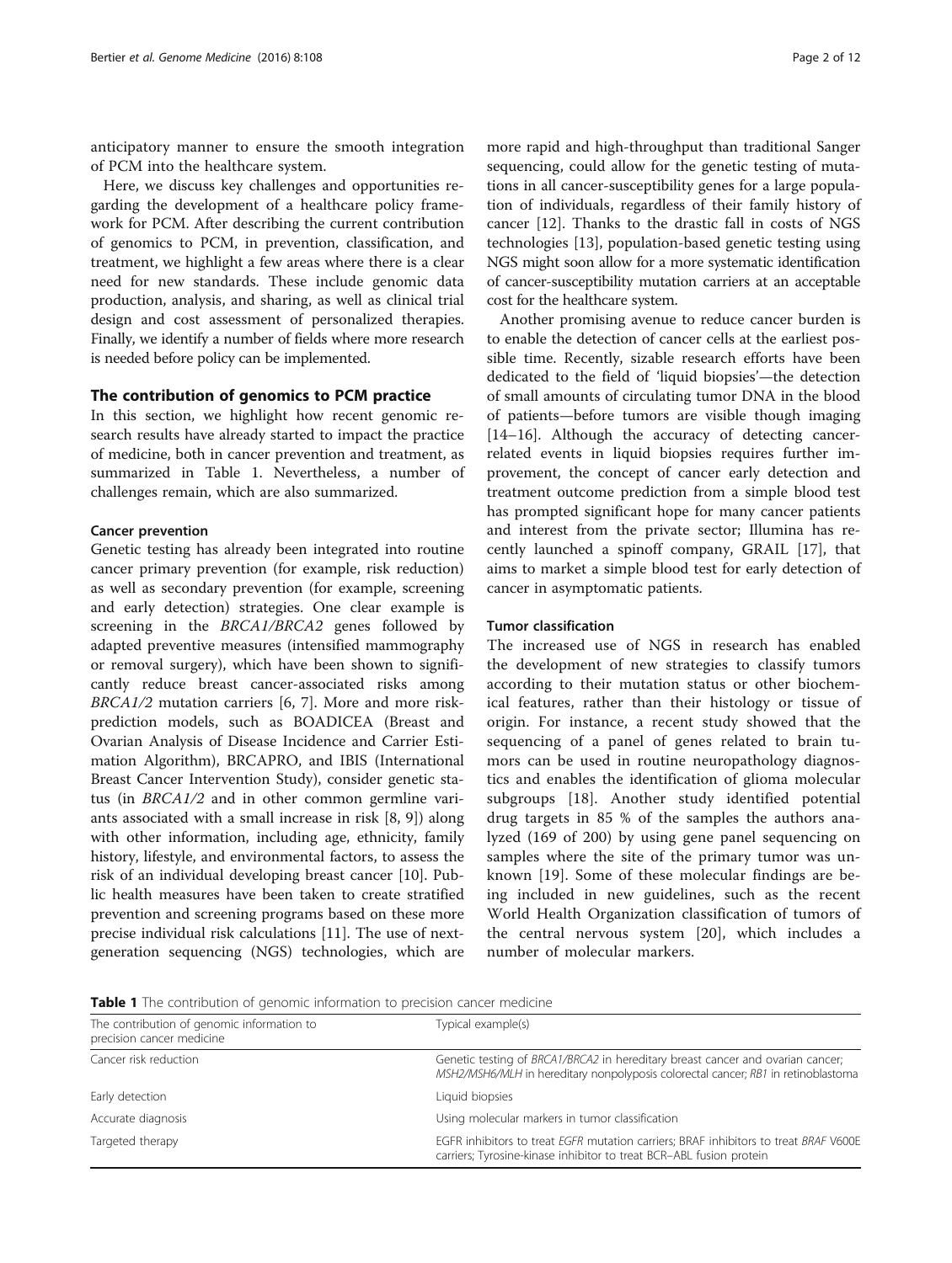anticipatory manner to ensure the smooth integration of PCM into the healthcare system.

Here, we discuss key challenges and opportunities regarding the development of a healthcare policy framework for PCM. After describing the current contribution of genomics to PCM, in prevention, classification, and treatment, we highlight a few areas where there is a clear need for new standards. These include genomic data production, analysis, and sharing, as well as clinical trial design and cost assessment of personalized therapies. Finally, we identify a number of fields where more research is needed before policy can be implemented.

## The contribution of genomics to PCM practice

In this section, we highlight how recent genomic research results have already started to impact the practice of medicine, both in cancer prevention and treatment, as summarized in Table 1. Nevertheless, a number of challenges remain, which are also summarized.

### Cancer prevention

Genetic testing has already been integrated into routine cancer primary prevention (for example, risk reduction) as well as secondary prevention (for example, screening and early detection) strategies. One clear example is screening in the *BRCA1/BRCA2* genes followed by adapted preventive measures (intensified mammography or removal surgery), which have been shown to significantly reduce breast cancer-associated risks among *BRCA1/2* mutation carriers [6, 7]. More and more risk-prediction models, such as BOADICEA (Breast and Ovarian Analysis of Disease Incidence and Carrier Estimation Algorithm), BRCAPRO, and IBIS (International Breast Cancer Intervention Study), consider genetic status (in *BRCA1/2* and in other common germline variants associated with a small increase in risk [8, 9]) along with other information, including age, ethnicity, family history, lifestyle, and environmental factors, to assess the risk of an individual developing breast cancer [10]. Public health measures have been taken to create stratified prevention and screening programs based on these more precise individual risk calculations [11]. The use of next-generation sequencing (NGS) technologies, which are more rapid and high-throughput than traditional Sanger sequencing, could allow for the genetic testing of mutations in all cancer-susceptibility genes for a large population of individuals, regardless of their family history of cancer [12]. Thanks to the drastic fall in costs of NGS technologies [13], population-based genetic testing using NGS might soon allow for a more systematic identification of cancer-susceptibility mutation carriers at an acceptable cost for the healthcare system.

Another promising avenue to reduce cancer burden is to enable the detection of cancer cells at the earliest possible time. Recently, sizable research efforts have been dedicated to the field of 'liquid biopsies'—the detection of small amounts of circulating tumor DNA in the blood of patients—before tumors are visible though imaging [14–16]. Although the accuracy of detecting cancer-related events in liquid biopsies requires further improvement, the concept of cancer early detection and treatment outcome prediction from a simple blood test has prompted significant hope for many cancer patients and interest from the private sector; Illumina has recently launched a spinoff company, GRAIL [17], that aims to market a simple blood test for early detection of cancer in asymptomatic patients.

### Tumor classification

The increased use of NGS in research has enabled the development of new strategies to classify tumors according to their mutation status or other biochemical features, rather than their histology or tissue of origin. For instance, a recent study showed that the sequencing of a panel of genes related to brain tumors can be used in routine neuropathology diagnostics and enables the identification of glioma molecular subgroups [18]. Another study identified potential drug targets in 85 % of the samples the authors analyzed (169 of 200) by using gene panel sequencing on samples where the site of the primary tumor was unknown [19]. Some of these molecular findings are being included in new guidelines, such as the recent World Health Organization classification of tumors of the central nervous system [20], which includes a number of molecular markers.

**Table 1** The contribution of genomic information to precision cancer medicine

| The contribution of genomic information to precision cancer medicine | Typical example(s) |
|---|---|
| Cancer risk reduction | Genetic testing of *BRCA1/BRCA2* in hereditary breast cancer and ovarian cancer; *MSH2/MSH6/MLH* in hereditary nonpolyposis colorectal cancer; *RB1* in retinoblastoma |
| Early detection | Liquid biopsies |
| Accurate diagnosis | Using molecular markers in tumor classification |
| Targeted therapy | EGFR inhibitors to treat *EGFR* mutation carriers; BRAF inhibitors to treat *BRAF* V600E carriers; Tyrosine-kinase inhibitor to treat BCR–ABL fusion protein |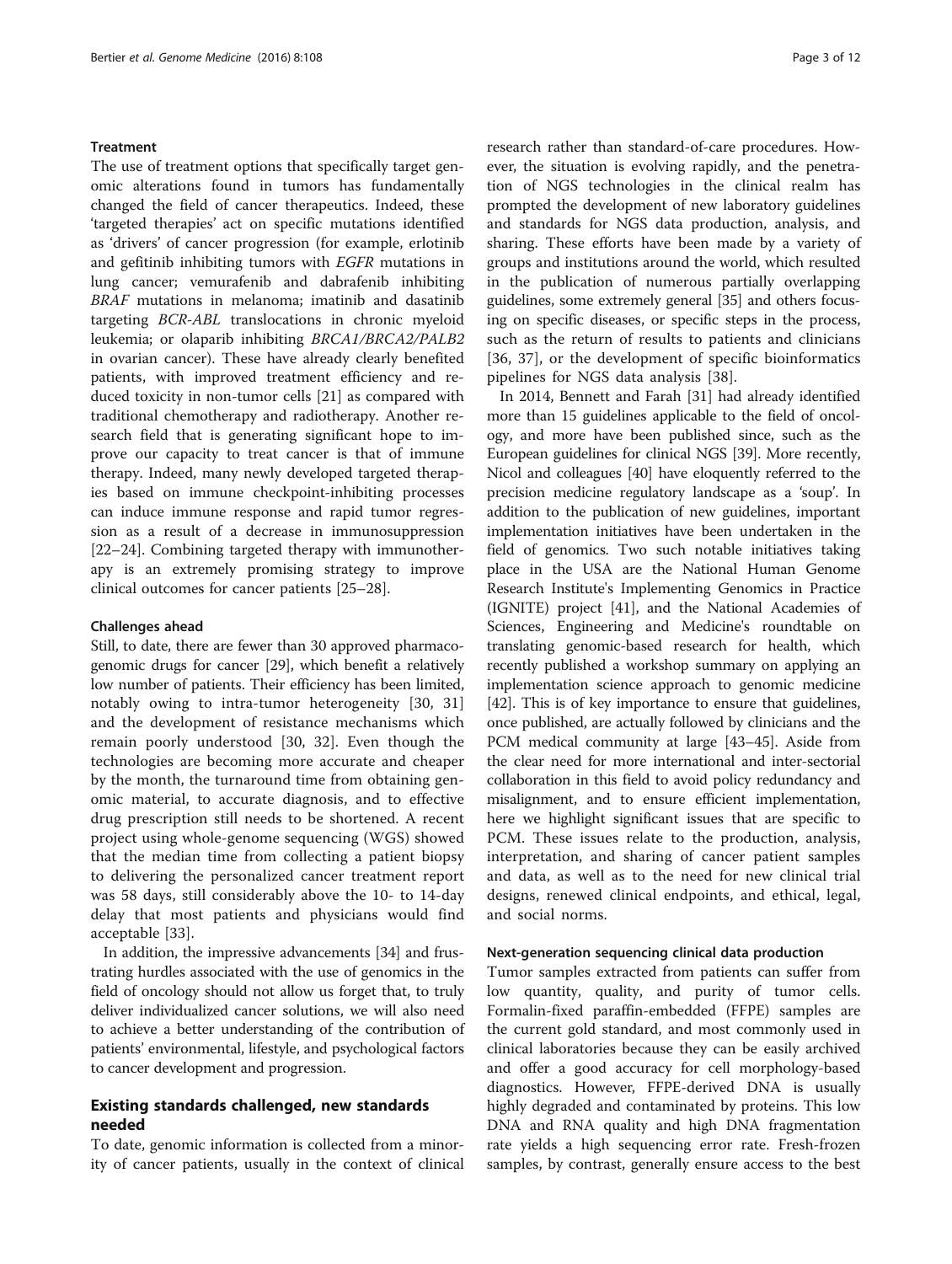### Treatment

The use of treatment options that specifically target genomic alterations found in tumors has fundamentally changed the field of cancer therapeutics. Indeed, these 'targeted therapies' act on specific mutations identified as 'drivers' of cancer progression (for example, erlotinib and gefitinib inhibiting tumors with *EGFR* mutations in lung cancer; vemurafenib and dabrafenib inhibiting *BRAF* mutations in melanoma; imatinib and dasatinib targeting *BCR-ABL* translocations in chronic myeloid leukemia; or olaparib inhibiting *BRCA1/BRCA2/PALB2* in ovarian cancer). These have already clearly benefited patients, with improved treatment efficiency and reduced toxicity in non-tumor cells [21] as compared with traditional chemotherapy and radiotherapy. Another research field that is generating significant hope to improve our capacity to treat cancer is that of immune therapy. Indeed, many newly developed targeted therapies based on immune checkpoint-inhibiting processes can induce immune response and rapid tumor regression as a result of a decrease in immunosuppression [22–24]. Combining targeted therapy with immunotherapy is an extremely promising strategy to improve clinical outcomes for cancer patients [25–28].

### Challenges ahead

Still, to date, there are fewer than 30 approved pharmacogenomic drugs for cancer [29], which benefit a relatively low number of patients. Their efficiency has been limited, notably owing to intra-tumor heterogeneity [30, 31] and the development of resistance mechanisms which remain poorly understood [30, 32]. Even though the technologies are becoming more accurate and cheaper by the month, the turnaround time from obtaining genomic material, to accurate diagnosis, and to effective drug prescription still needs to be shortened. A recent project using whole-genome sequencing (WGS) showed that the median time from collecting a patient biopsy to delivering the personalized cancer treatment report was 58 days, still considerably above the 10- to 14-day delay that most patients and physicians would find acceptable [33].

In addition, the impressive advancements [34] and frustrating hurdles associated with the use of genomics in the field of oncology should not allow us forget that, to truly deliver individualized cancer solutions, we will also need to achieve a better understanding of the contribution of patients' environmental, lifestyle, and psychological factors to cancer development and progression.

## Existing standards challenged, new standards needed

To date, genomic information is collected from a minority of cancer patients, usually in the context of clinical research rather than standard-of-care procedures. However, the situation is evolving rapidly, and the penetration of NGS technologies in the clinical realm has prompted the development of new laboratory guidelines and standards for NGS data production, analysis, and sharing. These efforts have been made by a variety of groups and institutions around the world, which resulted in the publication of numerous partially overlapping guidelines, some extremely general [35] and others focusing on specific diseases, or specific steps in the process, such as the return of results to patients and clinicians [36, 37], or the development of specific bioinformatics pipelines for NGS data analysis [38].

In 2014, Bennett and Farah [31] had already identified more than 15 guidelines applicable to the field of oncology, and more have been published since, such as the European guidelines for clinical NGS [39]. More recently, Nicol and colleagues [40] have eloquently referred to the precision medicine regulatory landscape as a 'soup'. In addition to the publication of new guidelines, important implementation initiatives have been undertaken in the field of genomics. Two such notable initiatives taking place in the USA are the National Human Genome Research Institute's Implementing Genomics in Practice (IGNITE) project [41], and the National Academies of Sciences, Engineering and Medicine's roundtable on translating genomic-based research for health, which recently published a workshop summary on applying an implementation science approach to genomic medicine [42]. This is of key importance to ensure that guidelines, once published, are actually followed by clinicians and the PCM medical community at large [43–45]. Aside from the clear need for more international and inter-sectorial collaboration in this field to avoid policy redundancy and misalignment, and to ensure efficient implementation, here we highlight significant issues that are specific to PCM. These issues relate to the production, analysis, interpretation, and sharing of cancer patient samples and data, as well as to the need for new clinical trial designs, renewed clinical endpoints, and ethical, legal, and social norms.

### Next-generation sequencing clinical data production

Tumor samples extracted from patients can suffer from low quantity, quality, and purity of tumor cells. Formalin-fixed paraffin-embedded (FFPE) samples are the current gold standard, and most commonly used in clinical laboratories because they can be easily archived and offer a good accuracy for cell morphology-based diagnostics. However, FFPE-derived DNA is usually highly degraded and contaminated by proteins. This low DNA and RNA quality and high DNA fragmentation rate yields a high sequencing error rate. Fresh-frozen samples, by contrast, generally ensure access to the best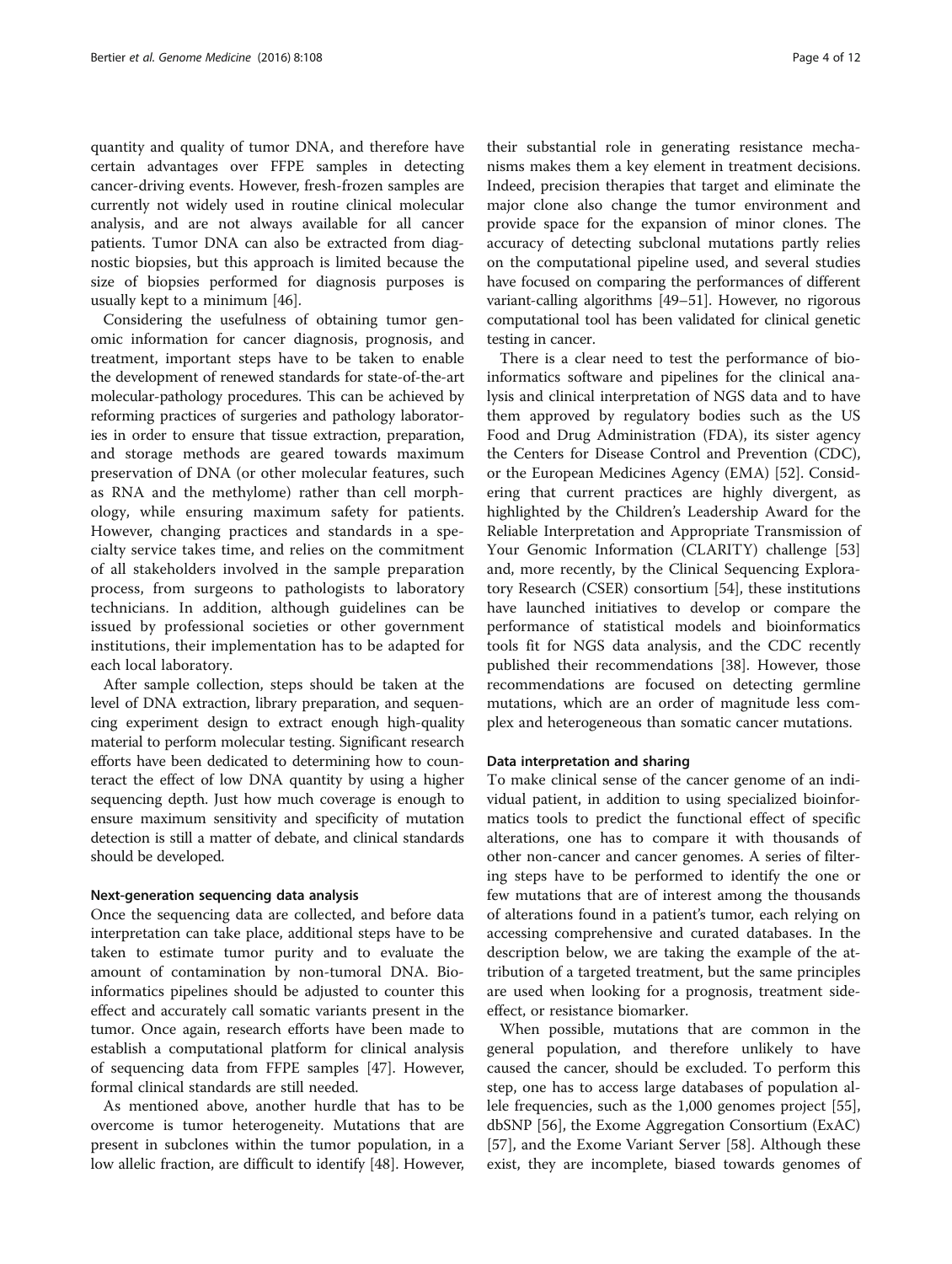quantity and quality of tumor DNA, and therefore have certain advantages over FFPE samples in detecting cancer-driving events. However, fresh-frozen samples are currently not widely used in routine clinical molecular analysis, and are not always available for all cancer patients. Tumor DNA can also be extracted from diagnostic biopsies, but this approach is limited because the size of biopsies performed for diagnosis purposes is usually kept to a minimum [46].

Considering the usefulness of obtaining tumor genomic information for cancer diagnosis, prognosis, and treatment, important steps have to be taken to enable the development of renewed standards for state-of-the-art molecular-pathology procedures. This can be achieved by reforming practices of surgeries and pathology laboratories in order to ensure that tissue extraction, preparation, and storage methods are geared towards maximum preservation of DNA (or other molecular features, such as RNA and the methylome) rather than cell morphology, while ensuring maximum safety for patients. However, changing practices and standards in a specialty service takes time, and relies on the commitment of all stakeholders involved in the sample preparation process, from surgeons to pathologists to laboratory technicians. In addition, although guidelines can be issued by professional societies or other government institutions, their implementation has to be adapted for each local laboratory.

After sample collection, steps should be taken at the level of DNA extraction, library preparation, and sequencing experiment design to extract enough high-quality material to perform molecular testing. Significant research efforts have been dedicated to determining how to counteract the effect of low DNA quantity by using a higher sequencing depth. Just how much coverage is enough to ensure maximum sensitivity and specificity of mutation detection is still a matter of debate, and clinical standards should be developed.

### Next-generation sequencing data analysis

Once the sequencing data are collected, and before data interpretation can take place, additional steps have to be taken to estimate tumor purity and to evaluate the amount of contamination by non-tumoral DNA. Bioinformatics pipelines should be adjusted to counter this effect and accurately call somatic variants present in the tumor. Once again, research efforts have been made to establish a computational platform for clinical analysis of sequencing data from FFPE samples [47]. However, formal clinical standards are still needed.

As mentioned above, another hurdle that has to be overcome is tumor heterogeneity. Mutations that are present in subclones within the tumor population, in a low allelic fraction, are difficult to identify [48]. However, their substantial role in generating resistance mechanisms makes them a key element in treatment decisions. Indeed, precision therapies that target and eliminate the major clone also change the tumor environment and provide space for the expansion of minor clones. The accuracy of detecting subclonal mutations partly relies on the computational pipeline used, and several studies have focused on comparing the performances of different variant-calling algorithms [49–51]. However, no rigorous computational tool has been validated for clinical genetic testing in cancer.

There is a clear need to test the performance of bioinformatics software and pipelines for the clinical analysis and clinical interpretation of NGS data and to have them approved by regulatory bodies such as the US Food and Drug Administration (FDA), its sister agency the Centers for Disease Control and Prevention (CDC), or the European Medicines Agency (EMA) [52]. Considering that current practices are highly divergent, as highlighted by the Children's Leadership Award for the Reliable Interpretation and Appropriate Transmission of Your Genomic Information (CLARITY) challenge [53] and, more recently, by the Clinical Sequencing Exploratory Research (CSER) consortium [54], these institutions have launched initiatives to develop or compare the performance of statistical models and bioinformatics tools fit for NGS data analysis, and the CDC recently published their recommendations [38]. However, those recommendations are focused on detecting germline mutations, which are an order of magnitude less complex and heterogeneous than somatic cancer mutations.

### Data interpretation and sharing

To make clinical sense of the cancer genome of an individual patient, in addition to using specialized bioinformatics tools to predict the functional effect of specific alterations, one has to compare it with thousands of other non-cancer and cancer genomes. A series of filtering steps have to be performed to identify the one or few mutations that are of interest among the thousands of alterations found in a patient's tumor, each relying on accessing comprehensive and curated databases. In the description below, we are taking the example of the attribution of a targeted treatment, but the same principles are used when looking for a prognosis, treatment side-effect, or resistance biomarker.

When possible, mutations that are common in the general population, and therefore unlikely to have caused the cancer, should be excluded. To perform this step, one has to access large databases of population allele frequencies, such as the 1,000 genomes project [55], dbSNP [56], the Exome Aggregation Consortium (ExAC) [57], and the Exome Variant Server [58]. Although these exist, they are incomplete, biased towards genomes of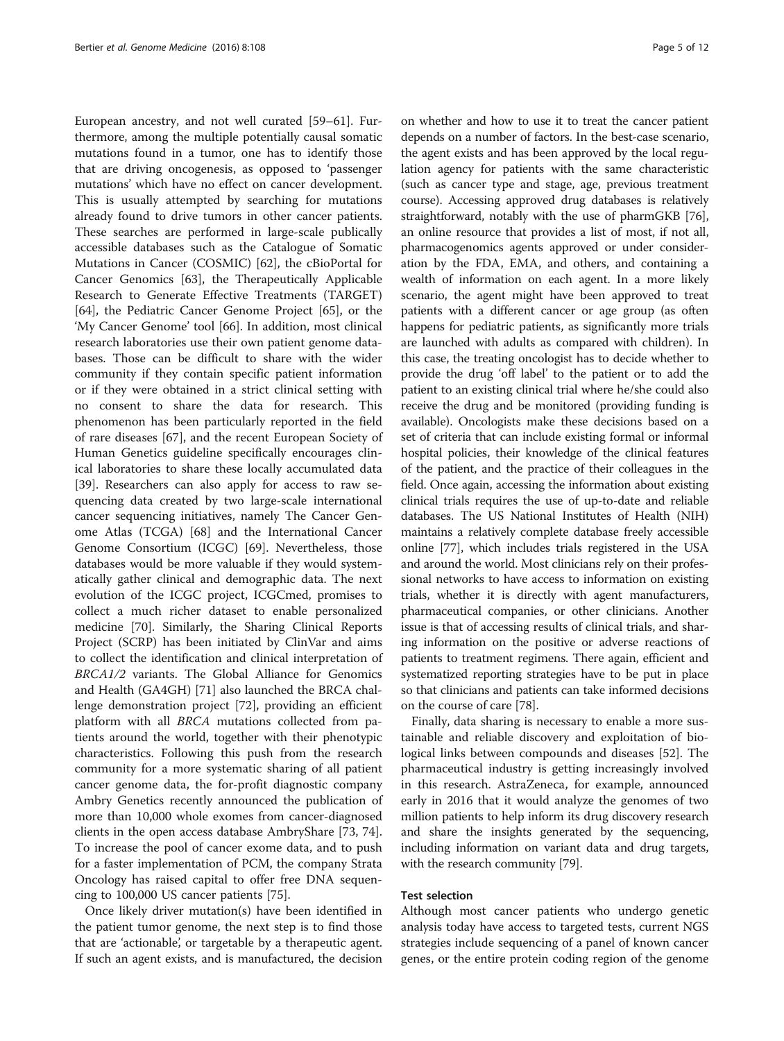European ancestry, and not well curated [59–61]. Furthermore, among the multiple potentially causal somatic mutations found in a tumor, one has to identify those that are driving oncogenesis, as opposed to 'passenger mutations' which have no effect on cancer development. This is usually attempted by searching for mutations already found to drive tumors in other cancer patients. These searches are performed in large-scale publically accessible databases such as the Catalogue of Somatic Mutations in Cancer (COSMIC) [62], the cBioPortal for Cancer Genomics [63], the Therapeutically Applicable Research to Generate Effective Treatments (TARGET) [64], the Pediatric Cancer Genome Project [65], or the 'My Cancer Genome' tool [66]. In addition, most clinical research laboratories use their own patient genome databases. Those can be difficult to share with the wider community if they contain specific patient information or if they were obtained in a strict clinical setting with no consent to share the data for research. This phenomenon has been particularly reported in the field of rare diseases [67], and the recent European Society of Human Genetics guideline specifically encourages clinical laboratories to share these locally accumulated data [39]. Researchers can also apply for access to raw sequencing data created by two large-scale international cancer sequencing initiatives, namely The Cancer Genome Atlas (TCGA) [68] and the International Cancer Genome Consortium (ICGC) [69]. Nevertheless, those databases would be more valuable if they would systematically gather clinical and demographic data. The next evolution of the ICGC project, ICGCmed, promises to collect a much richer dataset to enable personalized medicine [70]. Similarly, the Sharing Clinical Reports Project (SCRP) has been initiated by ClinVar and aims to collect the identification and clinical interpretation of *BRCA1/2* variants. The Global Alliance for Genomics and Health (GA4GH) [71] also launched the BRCA challenge demonstration project [72], providing an efficient platform with all *BRCA* mutations collected from patients around the world, together with their phenotypic characteristics. Following this push from the research community for a more systematic sharing of all patient cancer genome data, the for-profit diagnostic company Ambry Genetics recently announced the publication of more than 10,000 whole exomes from cancer-diagnosed clients in the open access database AmbryShare [73, 74]. To increase the pool of cancer exome data, and to push for a faster implementation of PCM, the company Strata Oncology has raised capital to offer free DNA sequencing to 100,000 US cancer patients [75].

Once likely driver mutation(s) have been identified in the patient tumor genome, the next step is to find those that are 'actionable', or targetable by a therapeutic agent. If such an agent exists, and is manufactured, the decision on whether and how to use it to treat the cancer patient depends on a number of factors. In the best-case scenario, the agent exists and has been approved by the local regulation agency for patients with the same characteristic (such as cancer type and stage, age, previous treatment course). Accessing approved drug databases is relatively straightforward, notably with the use of pharmGKB [76], an online resource that provides a list of most, if not all, pharmacogenomics agents approved or under consideration by the FDA, EMA, and others, and containing a wealth of information on each agent. In a more likely scenario, the agent might have been approved to treat patients with a different cancer or age group (as often happens for pediatric patients, as significantly more trials are launched with adults as compared with children). In this case, the treating oncologist has to decide whether to provide the drug 'off label' to the patient or to add the patient to an existing clinical trial where he/she could also receive the drug and be monitored (providing funding is available). Oncologists make these decisions based on a set of criteria that can include existing formal or informal hospital policies, their knowledge of the clinical features of the patient, and the practice of their colleagues in the field. Once again, accessing the information about existing clinical trials requires the use of up-to-date and reliable databases. The US National Institutes of Health (NIH) maintains a relatively complete database freely accessible online [77], which includes trials registered in the USA and around the world. Most clinicians rely on their professional networks to have access to information on existing trials, whether it is directly with agent manufacturers, pharmaceutical companies, or other clinicians. Another issue is that of accessing results of clinical trials, and sharing information on the positive or adverse reactions of patients to treatment regimens. There again, efficient and systematized reporting strategies have to be put in place so that clinicians and patients can take informed decisions on the course of care [78].

Finally, data sharing is necessary to enable a more sustainable and reliable discovery and exploitation of biological links between compounds and diseases [52]. The pharmaceutical industry is getting increasingly involved in this research. AstraZeneca, for example, announced early in 2016 that it would analyze the genomes of two million patients to help inform its drug discovery research and share the insights generated by the sequencing, including information on variant data and drug targets, with the research community [79].

### Test selection

Although most cancer patients who undergo genetic analysis today have access to targeted tests, current NGS strategies include sequencing of a panel of known cancer genes, or the entire protein coding region of the genome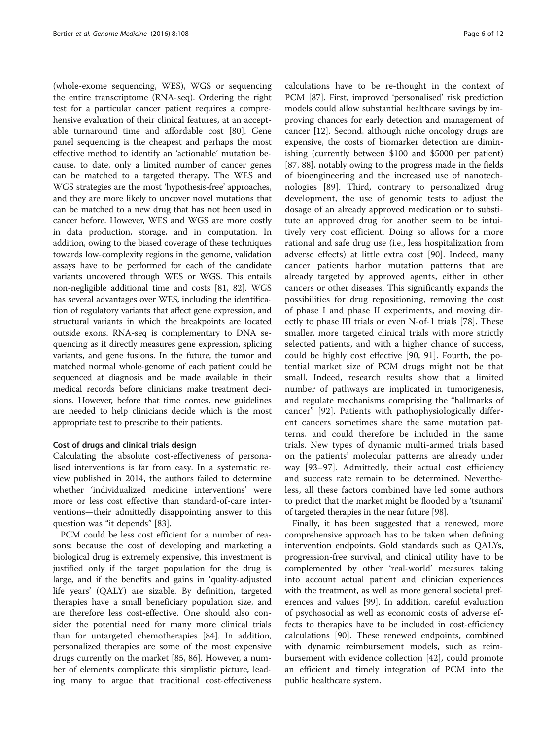(whole-exome sequencing, WES), WGS or sequencing the entire transcriptome (RNA-seq). Ordering the right test for a particular cancer patient requires a comprehensive evaluation of their clinical features, at an acceptable turnaround time and affordable cost [80]. Gene panel sequencing is the cheapest and perhaps the most effective method to identify an 'actionable' mutation because, to date, only a limited number of cancer genes can be matched to a targeted therapy. The WES and WGS strategies are the most 'hypothesis-free' approaches, and they are more likely to uncover novel mutations that can be matched to a new drug that has not been used in cancer before. However, WES and WGS are more costly in data production, storage, and in computation. In addition, owing to the biased coverage of these techniques towards low-complexity regions in the genome, validation assays have to be performed for each of the candidate variants uncovered through WES or WGS. This entails non-negligible additional time and costs [81, 82]. WGS has several advantages over WES, including the identification of regulatory variants that affect gene expression, and structural variants in which the breakpoints are located outside exons. RNA-seq is complementary to DNA sequencing as it directly measures gene expression, splicing variants, and gene fusions. In the future, the tumor and matched normal whole-genome of each patient could be sequenced at diagnosis and be made available in their medical records before clinicians make treatment decisions. However, before that time comes, new guidelines are needed to help clinicians decide which is the most appropriate test to prescribe to their patients.

#### Cost of drugs and clinical trials design

Calculating the absolute cost-effectiveness of personalised interventions is far from easy. In a systematic review published in 2014, the authors failed to determine whether 'individualized medicine interventions' were more or less cost effective than standard-of-care interventions—their admittedly disappointing answer to this question was "it depends" [83].

PCM could be less cost efficient for a number of reasons: because the cost of developing and marketing a biological drug is extremely expensive, this investment is justified only if the target population for the drug is large, and if the benefits and gains in 'quality-adjusted life years' (QALY) are sizable. By definition, targeted therapies have a small beneficiary population size, and are therefore less cost-effective. One should also consider the potential need for many more clinical trials than for untargeted chemotherapies [84]. In addition, personalized therapies are some of the most expensive drugs currently on the market [85, 86]. However, a number of elements complicate this simplistic picture, leading many to argue that traditional cost-effectiveness calculations have to be re-thought in the context of PCM [87]. First, improved 'personalised' risk prediction models could allow substantial healthcare savings by improving chances for early detection and management of cancer [12]. Second, although niche oncology drugs are expensive, the costs of biomarker detection are diminishing (currently between $100 and $5000 per patient) [87, 88], notably owing to the progress made in the fields of bioengineering and the increased use of nanotechnologies [89]. Third, contrary to personalized drug development, the use of genomic tests to adjust the dosage of an already approved medication or to substitute an approved drug for another seem to be intuitively very cost efficient. Doing so allows for a more rational and safe drug use (i.e., less hospitalization from adverse effects) at little extra cost [90]. Indeed, many cancer patients harbor mutation patterns that are already targeted by approved agents, either in other cancers or other diseases. This significantly expands the possibilities for drug repositioning, removing the cost of phase I and phase II experiments, and moving directly to phase III trials or even N-of-1 trials [78]. These smaller, more targeted clinical trials with more strictly selected patients, and with a higher chance of success, could be highly cost effective [90, 91]. Fourth, the potential market size of PCM drugs might not be that small. Indeed, research results show that a limited number of pathways are implicated in tumorigenesis, and regulate mechanisms comprising the "hallmarks of cancer" [92]. Patients with pathophysiologically different cancers sometimes share the same mutation patterns, and could therefore be included in the same trials. New types of dynamic multi-armed trials based on the patients' molecular patterns are already under way [93–97]. Admittedly, their actual cost efficiency and success rate remain to be determined. Nevertheless, all these factors combined have led some authors to predict that the market might be flooded by a 'tsunami' of targeted therapies in the near future [98].

Finally, it has been suggested that a renewed, more comprehensive approach has to be taken when defining intervention endpoints. Gold standards such as QALYs, progression-free survival, and clinical utility have to be complemented by other 'real-world' measures taking into account actual patient and clinician experiences with the treatment, as well as more general societal preferences and values [99]. In addition, careful evaluation of psychosocial as well as economic costs of adverse effects to therapies have to be included in cost-efficiency calculations [90]. These renewed endpoints, combined with dynamic reimbursement models, such as reimbursement with evidence collection [42], could promote an efficient and timely integration of PCM into the public healthcare system.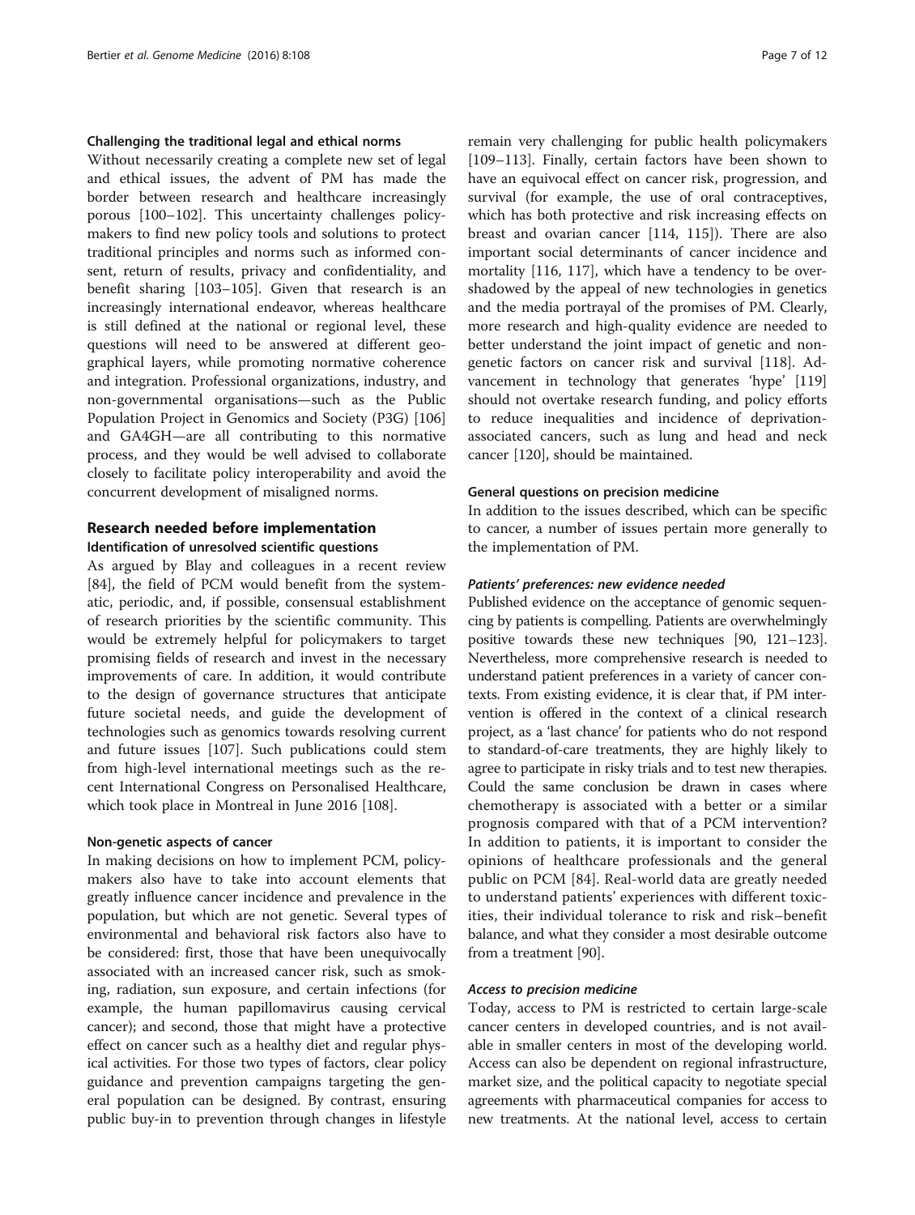### Challenging the traditional legal and ethical norms

Without necessarily creating a complete new set of legal and ethical issues, the advent of PM has made the border between research and healthcare increasingly porous [100–102]. This uncertainty challenges policymakers to find new policy tools and solutions to protect traditional principles and norms such as informed consent, return of results, privacy and confidentiality, and benefit sharing [103–105]. Given that research is an increasingly international endeavor, whereas healthcare is still defined at the national or regional level, these questions will need to be answered at different geographical layers, while promoting normative coherence and integration. Professional organizations, industry, and non-governmental organisations—such as the Public Population Project in Genomics and Society (P3G) [106] and GA4GH—are all contributing to this normative process, and they would be well advised to collaborate closely to facilitate policy interoperability and avoid the concurrent development of misaligned norms.

## Research needed before implementation

### Identification of unresolved scientific questions

As argued by Blay and colleagues in a recent review [84], the field of PCM would benefit from the systematic, periodic, and, if possible, consensual establishment of research priorities by the scientific community. This would be extremely helpful for policymakers to target promising fields of research and invest in the necessary improvements of care. In addition, it would contribute to the design of governance structures that anticipate future societal needs, and guide the development of technologies such as genomics towards resolving current and future issues [107]. Such publications could stem from high-level international meetings such as the recent International Congress on Personalised Healthcare, which took place in Montreal in June 2016 [108].

### Non-genetic aspects of cancer

In making decisions on how to implement PCM, policymakers also have to take into account elements that greatly influence cancer incidence and prevalence in the population, but which are not genetic. Several types of environmental and behavioral risk factors also have to be considered: first, those that have been unequivocally associated with an increased cancer risk, such as smoking, radiation, sun exposure, and certain infections (for example, the human papillomavirus causing cervical cancer); and second, those that might have a protective effect on cancer such as a healthy diet and regular physical activities. For those two types of factors, clear policy guidance and prevention campaigns targeting the general population can be designed. By contrast, ensuring public buy-in to prevention through changes in lifestyle remain very challenging for public health policymakers [109–113]. Finally, certain factors have been shown to have an equivocal effect on cancer risk, progression, and survival (for example, the use of oral contraceptives, which has both protective and risk increasing effects on breast and ovarian cancer [114, 115]). There are also important social determinants of cancer incidence and mortality [116, 117], which have a tendency to be overshadowed by the appeal of new technologies in genetics and the media portrayal of the promises of PM. Clearly, more research and high-quality evidence are needed to better understand the joint impact of genetic and non-genetic factors on cancer risk and survival [118]. Advancement in technology that generates 'hype' [119] should not overtake research funding, and policy efforts to reduce inequalities and incidence of deprivation-associated cancers, such as lung and head and neck cancer [120], should be maintained.

### General questions on precision medicine

In addition to the issues described, which can be specific to cancer, a number of issues pertain more generally to the implementation of PM.

#### *Patients' preferences: new evidence needed*

Published evidence on the acceptance of genomic sequencing by patients is compelling. Patients are overwhelmingly positive towards these new techniques [90, 121–123]. Nevertheless, more comprehensive research is needed to understand patient preferences in a variety of cancer contexts. From existing evidence, it is clear that, if PM intervention is offered in the context of a clinical research project, as a 'last chance' for patients who do not respond to standard-of-care treatments, they are highly likely to agree to participate in risky trials and to test new therapies. Could the same conclusion be drawn in cases where chemotherapy is associated with a better or a similar prognosis compared with that of a PCM intervention? In addition to patients, it is important to consider the opinions of healthcare professionals and the general public on PCM [84]. Real-world data are greatly needed to understand patients' experiences with different toxicities, their individual tolerance to risk and risk–benefit balance, and what they consider a most desirable outcome from a treatment [90].

#### *Access to precision medicine*

Today, access to PM is restricted to certain large-scale cancer centers in developed countries, and is not available in smaller centers in most of the developing world. Access can also be dependent on regional infrastructure, market size, and the political capacity to negotiate special agreements with pharmaceutical companies for access to new treatments. At the national level, access to certain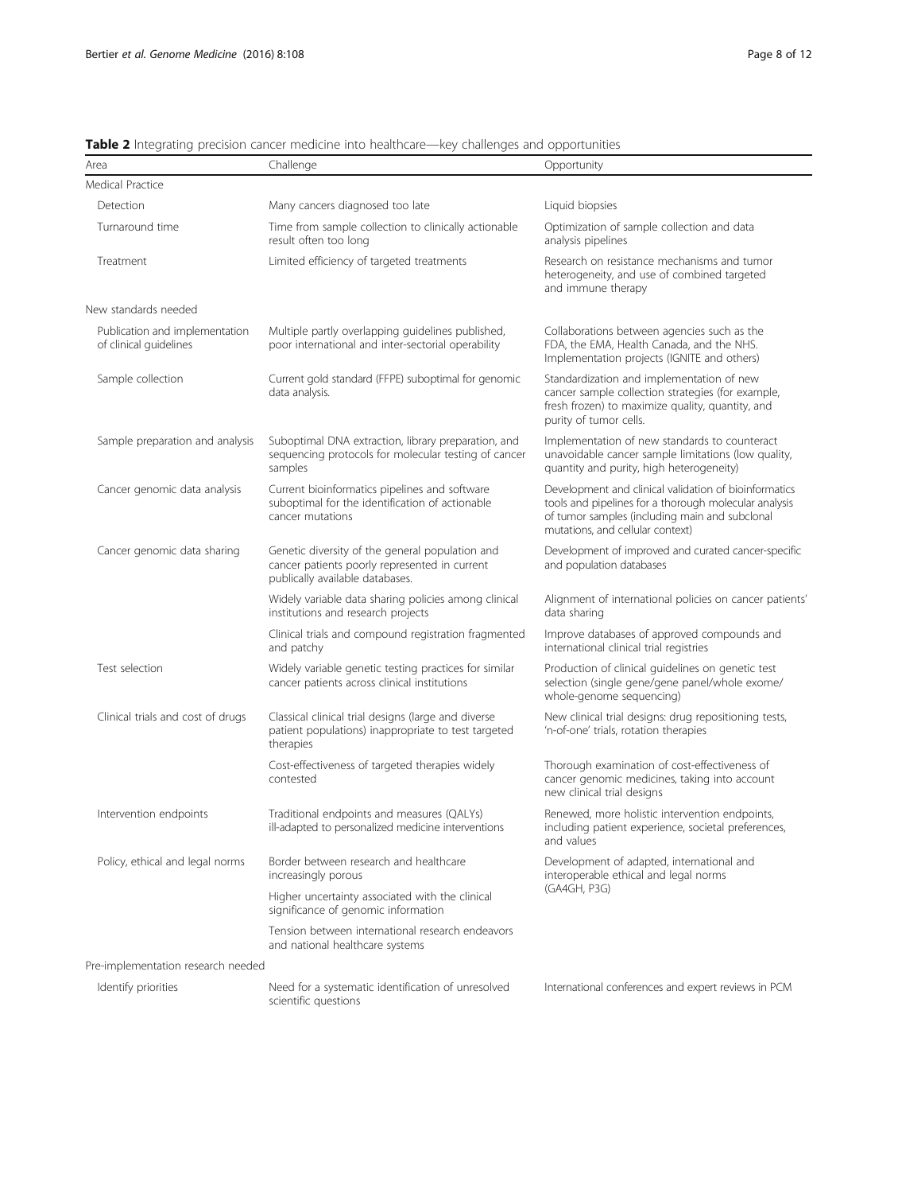**Table 2** Integrating precision cancer medicine into healthcare—key challenges and opportunities

| Area | Challenge | Opportunity |
|---|---|---|
| Medical Practice | | |
| Detection | Many cancers diagnosed too late | Liquid biopsies |
| Turnaround time | Time from sample collection to clinically actionable result often too long | Optimization of sample collection and data analysis pipelines |
| Treatment | Limited efficiency of targeted treatments | Research on resistance mechanisms and tumor heterogeneity, and use of combined targeted and immune therapy |
| New standards needed | | |
| Publication and implementation of clinical guidelines | Multiple partly overlapping guidelines published, poor international and inter-sectorial operability | Collaborations between agencies such as the FDA, the EMA, Health Canada, and the NHS. Implementation projects (IGNITE and others) |
| Sample collection | Current gold standard (FFPE) suboptimal for genomic data analysis. | Standardization and implementation of new cancer sample collection strategies (for example, fresh frozen) to maximize quality, quantity, and purity of tumor cells. |
| Sample preparation and analysis | Suboptimal DNA extraction, library preparation, and sequencing protocols for molecular testing of cancer samples | Implementation of new standards to counteract unavoidable cancer sample limitations (low quality, quantity and purity, high heterogeneity) |
| Cancer genomic data analysis | Current bioinformatics pipelines and software suboptimal for the identification of actionable cancer mutations | Development and clinical validation of bioinformatics tools and pipelines for a thorough molecular analysis of tumor samples (including main and subclonal mutations, and cellular context) |
| Cancer genomic data sharing | Genetic diversity of the general population and cancer patients poorly represented in current publically available databases. | Development of improved and curated cancer-specific and population databases |
| | Widely variable data sharing policies among clinical institutions and research projects | Alignment of international policies on cancer patients' data sharing |
| | Clinical trials and compound registration fragmented and patchy | Improve databases of approved compounds and international clinical trial registries |
| Test selection | Widely variable genetic testing practices for similar cancer patients across clinical institutions | Production of clinical guidelines on genetic test selection (single gene/gene panel/whole exome/whole-genome sequencing) |
| Clinical trials and cost of drugs | Classical clinical trial designs (large and diverse patient populations) inappropriate to test targeted therapies | New clinical trial designs: drug repositioning tests, 'n-of-one' trials, rotation therapies |
| | Cost-effectiveness of targeted therapies widely contested | Thorough examination of cost-effectiveness of cancer genomic medicines, taking into account new clinical trial designs |
| Intervention endpoints | Traditional endpoints and measures (QALYs) ill-adapted to personalized medicine interventions | Renewed, more holistic intervention endpoints, including patient experience, societal preferences, and values |
| Policy, ethical and legal norms | Border between research and healthcare increasingly porous | Development of adapted, international and interoperable ethical and legal norms (GA4GH, P3G) |
| | Higher uncertainty associated with the clinical significance of genomic information | |
| | Tension between international research endeavors and national healthcare systems | |
| Pre-implementation research needed | | |
| Identify priorities | Need for a systematic identification of unresolved scientific questions | International conferences and expert reviews in PCM |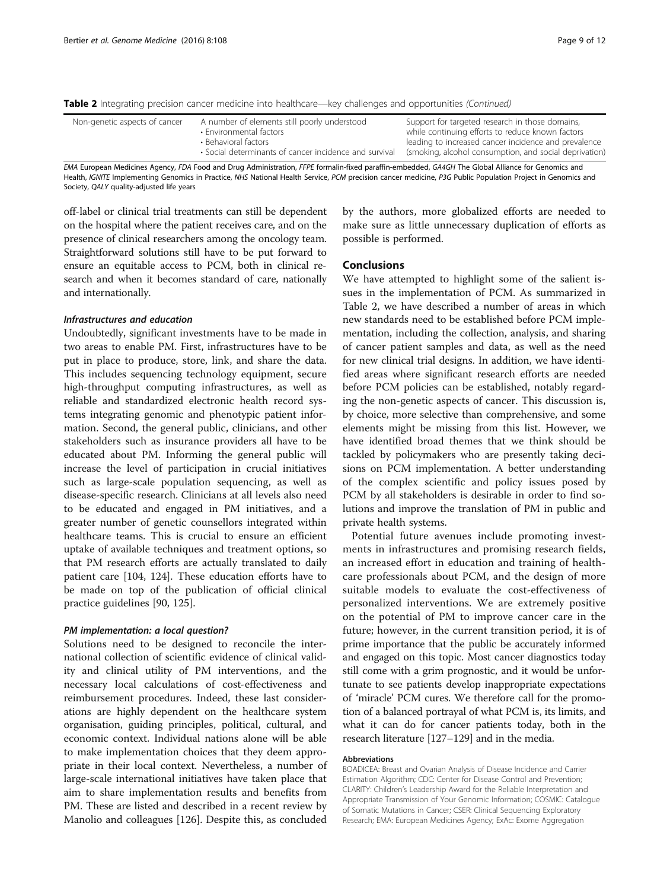**Table 2** Integrating precision cancer medicine into healthcare—key challenges and opportunities *(Continued)*

| | | |
|---|---|---|
| Non-genetic aspects of cancer | A number of elements still poorly understood<br>• Environmental factors<br>• Behavioral factors<br>• Social determinants of cancer incidence and survival | Support for targeted research in those domains, while continuing efforts to reduce known factors leading to increased cancer incidence and prevalence (smoking, alcohol consumption, and social deprivation) |

*EMA* European Medicines Agency, *FDA* Food and Drug Administration, *FFPE* formalin-fixed paraffin-embedded, *GA4GH* The Global Alliance for Genomics and Health, *IGNITE* Implementing Genomics in Practice, *NHS* National Health Service, *PCM* precision cancer medicine, *P3G* Public Population Project in Genomics and Society, *QALY* quality-adjusted life years

off-label or clinical trial treatments can still be dependent on the hospital where the patient receives care, and on the presence of clinical researchers among the oncology team. Straightforward solutions still have to be put forward to ensure an equitable access to PCM, both in clinical research and when it becomes standard of care, nationally and internationally.

#### *Infrastructures and education*

Undoubtedly, significant investments have to be made in two areas to enable PM. First, infrastructures have to be put in place to produce, store, link, and share the data. This includes sequencing technology equipment, secure high-throughput computing infrastructures, as well as reliable and standardized electronic health record systems integrating genomic and phenotypic patient information. Second, the general public, clinicians, and other stakeholders such as insurance providers all have to be educated about PM. Informing the general public will increase the level of participation in crucial initiatives such as large-scale population sequencing, as well as disease-specific research. Clinicians at all levels also need to be educated and engaged in PM initiatives, and a greater number of genetic counsellors integrated within healthcare teams. This is crucial to ensure an efficient uptake of available techniques and treatment options, so that PM research efforts are actually translated to daily patient care [104, 124]. These education efforts have to be made on top of the publication of official clinical practice guidelines [90, 125].

#### *PM implementation: a local question?*

Solutions need to be designed to reconcile the international collection of scientific evidence of clinical validity and clinical utility of PM interventions, and the necessary local calculations of cost-effectiveness and reimbursement procedures. Indeed, these last considerations are highly dependent on the healthcare system organisation, guiding principles, political, cultural, and economic context. Individual nations alone will be able to make implementation choices that they deem appropriate in their local context. Nevertheless, a number of large-scale international initiatives have taken place that aim to share implementation results and benefits from PM. These are listed and described in a recent review by Manolio and colleagues [126]. Despite this, as concluded by the authors, more globalized efforts are needed to make sure as little unnecessary duplication of efforts as possible is performed.

## Conclusions

We have attempted to highlight some of the salient issues in the implementation of PCM. As summarized in Table 2, we have described a number of areas in which new standards need to be established before PCM implementation, including the collection, analysis, and sharing of cancer patient samples and data, as well as the need for new clinical trial designs. In addition, we have identified areas where significant research efforts are needed before PCM policies can be established, notably regarding the non-genetic aspects of cancer. This discussion is, by choice, more selective than comprehensive, and some elements might be missing from this list. However, we have identified broad themes that we think should be tackled by policymakers who are presently taking decisions on PCM implementation. A better understanding of the complex scientific and policy issues posed by PCM by all stakeholders is desirable in order to find solutions and improve the translation of PM in public and private health systems.

Potential future avenues include promoting investments in infrastructures and promising research fields, an increased effort in education and training of healthcare professionals about PCM, and the design of more suitable models to evaluate the cost-effectiveness of personalized interventions. We are extremely positive on the potential of PM to improve cancer care in the future; however, in the current transition period, it is of prime importance that the public be accurately informed and engaged on this topic. Most cancer diagnostics today still come with a grim prognostic, and it would be unfortunate to see patients develop inappropriate expectations of 'miracle' PCM cures. We therefore call for the promotion of a balanced portrayal of what PCM is, its limits, and what it can do for cancer patients today, both in the research literature [127–129] and in the media.

#### Abbreviations

BOADICEA: Breast and Ovarian Analysis of Disease Incidence and Carrier Estimation Algorithm; CDC: Center for Disease Control and Prevention; CLARITY: Children's Leadership Award for the Reliable Interpretation and Appropriate Transmission of Your Genomic Information; COSMIC: Catalogue of Somatic Mutations in Cancer; CSER: Clinical Sequencing Exploratory Research; EMA: European Medicines Agency; ExAc: Exome Aggregation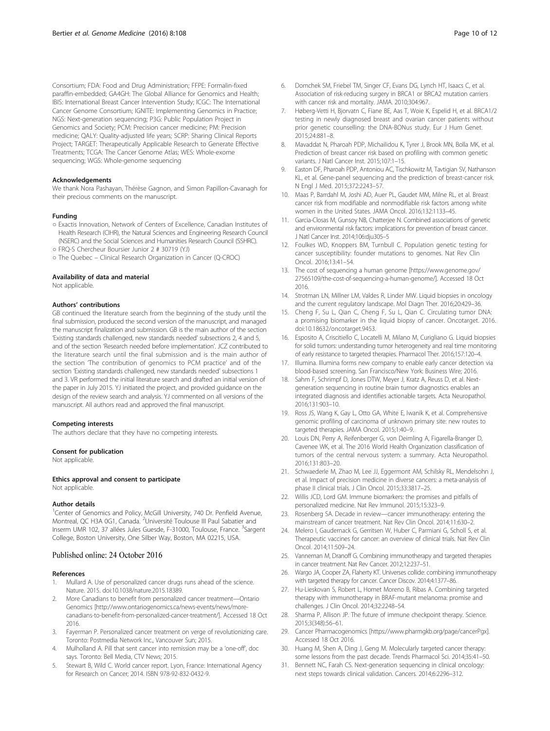Consortium; FDA: Food and Drug Administration; FFPE: Formalin-fixed paraffin-embedded; GA4GH: The Global Alliance for Genomics and Health; IBIS: International Breast Cancer Intervention Study; ICGC: The International Cancer Genome Consortium; IGNITE: Implementing Genomics in Practice; NGS: Next-generation sequencing; P3G: Public Population Project in Genomics and Society; PCM: Precision cancer medicine; PM: Precision medicine; QALY: Quality-adjusted life years; SCRP: Sharing Clinical Reports Project; TARGET: Therapeutically Applicable Research to Generate Effective Treatments; TCGA: The Cancer Genome Atlas; WES: Whole-exome sequencing; WGS: Whole-genome sequencing

#### Acknowledgements

We thank Nora Pashayan, Thérèse Gagnon, and Simon Papillon-Cavanagh for their precious comments on the manuscript.

#### Funding

- Exactis Innovation, Network of Centers of Excellence, Canadian Institutes of Health Research (CIHR), the Natural Sciences and Engineering Research Council (NSERC) and the Social Sciences and Humanities Research Council (SSHRC).
- FRQ-S Chercheur Boursier Junior 2 # 30719 (YJ)
- The Quebec – Clinical Research Organization in Cancer (Q-CROC)

#### Availability of data and material

Not applicable.

#### Authors' contributions

GB continued the literature search from the beginning of the study until the final submission, produced the second version of the manuscript, and managed the manuscript finalization and submission. GB is the main author of the section 'Existing standards challenged, new standards needed' subsections 2, 4 and 5, and of the section 'Research needed before implementation'. JCZ contributed to the literature search until the final submission and is the main author of the section 'The contribution of genomics to PCM practice' and of the section 'Existing standards challenged, new standards needed' subsections 1 and 3. VR performed the initial literature search and drafted an initial version of the paper in July 2015. YJ initiated the project, and provided guidance on the design of the review search and analysis. YJ commented on all versions of the manuscript. All authors read and approved the final manuscript.

#### Competing interests

The authors declare that they have no competing interests.

#### Consent for publication

Not applicable.

#### Ethics approval and consent to participate

Not applicable.

#### Author details

[1]Center of Genomics and Policy, McGill University, 740 Dr. Penfield Avenue, Montreal, QC H3A 0G1, Canada. [2]Université Toulouse III Paul Sabatier and Inserm UMR 102, 37 allées Jules Guesde, F-31000, Toulouse, France. [3]Sargent College, Boston University, One Silber Way, Boston, MA 02215, USA.

Published online: 24 October 2016

#### References

1. Mullard A. Use of personalized cancer drugs runs ahead of the science. Nature. 2015. doi:10.1038/nature.2015.18389.
2. More Canadians to benefit from personalized cancer treatment—Ontario Genomics [http://www.ontariogenomics.ca/news-events/news/more-canadians-to-benefit-from-personalized-cancer-treatment/]. Accessed 18 Oct 2016.
3. Fayerman P. Personalized cancer treatment on verge of revolutionizing care. Toronto: Postmedia Network Inc., Vancouver Sun; 2015.
4. Mulholland A. Pill that sent cancer into remission may be a 'one-off', doc says. Toronto: Bell Media, CTV News; 2015.
5. Stewart B, Wild C. World cancer report. Lyon, France: International Agency for Research on Cancer; 2014. ISBN 978-92-832-0432-9.
6. Domchek SM, Friebel TM, Singer CF, Evans DG, Lynch HT, Isaacs C, et al. Association of risk-reducing surgery in BRCA1 or BRCA2 mutation carriers with cancer risk and mortality. JAMA. 2010;304:967.
7. Høberg-Vetti H, Bjorvatn C, Fiane BE, Aas T, Woie K, Espelid H, et al. BRCA1/2 testing in newly diagnosed breast and ovarian cancer patients without prior genetic counselling: the DNA-BONus study. Eur J Hum Genet. 2015;24:881–8.
8. Mavaddat N, Pharoah PDP, Michailidou K, Tyrer J, Brook MN, Bolla MK, et al. Prediction of breast cancer risk based on profiling with common genetic variants. J Natl Cancer Inst. 2015;107:1–15.
9. Easton DF, Pharoah PDP, Antoniou AC, Tischkowitz M, Tavtigian SV, Nathanson KL, et al. Gene-panel sequencing and the prediction of breast-cancer risk. N Engl J Med. 2015;372:2243–57.
10. Maas P, Barrdahl M, Joshi AD, Auer PL, Gaudet MM, Milne RL, et al. Breast cancer risk from modifiable and nonmodifiable risk factors among white women in the United States. JAMA Oncol. 2016;132:1133–45.
11. Garcia-Closas M, Gunsoy NB, Chatterjee N. Combined associations of genetic and environmental risk factors: implications for prevention of breast cancer. J Natl Cancer Inst. 2014;106:dju305–5
12. Foulkes WD, Knoppers BM, Turnbull C. Population genetic testing for cancer susceptibility: founder mutations to genomes. Nat Rev Clin Oncol. 2016;13:41–54.
13. The cost of sequencing a human genome [https://www.genome.gov/27565109/the-cost-of-sequencing-a-human-genome/]. Accessed 18 Oct 2016.
14. Strotman LN, Millner LM, Valdes R, Linder MW. Liquid biopsies in oncology and the current regulatory landscape. Mol Diagn Ther. 2016;20:429–36.
15. Cheng F, Su L, Qian C, Cheng F, Su L, Qian C. Circulating tumor DNA: a promising biomarker in the liquid biopsy of cancer. Oncotarget. 2016. doi:10.18632/oncotarget.9453.
16. Esposito A, Criscitiello C, Locatelli M, Milano M, Curigliano G. Liquid biopsies for solid tumors: understanding tumor heterogeneity and real time monitoring of early resistance to targeted therapies. Pharmacol Ther. 2016;157:120–4.
17. Illumina. Illumina forms new company to enable early cancer detection via blood-based screening. San Francisco/New York: Business Wire; 2016.
18. Sahm F, Schrimpf D, Jones DTW, Meyer J, Kratz A, Reuss D, et al. Next-generation sequencing in routine brain tumor diagnostics enables an integrated diagnosis and identifies actionable targets. Acta Neuropathol. 2016;131:903–10.
19. Ross JS, Wang K, Gay L, Otto GA, White E, Iwanik K, et al. Comprehensive genomic profiling of carcinoma of unknown primary site: new routes to targeted therapies. JAMA Oncol. 2015;1:40–9.
20. Louis DN, Perry A, Reifenberger G, von Deimling A, Figarella-Branger D, Cavenee WK, et al. The 2016 World Health Organization classification of tumors of the central nervous system: a summary. Acta Neuropathol. 2016;131:803–20.
21. Schwaederle M, Zhao M, Lee JJ, Eggermont AM, Schilsky RL, Mendelsohn J, et al. Impact of precision medicine in diverse cancers: a meta-analysis of phase II clinical trials. J Clin Oncol. 2015;33:3817–25.
22. Willis JCD, Lord GM. Immune biomarkers: the promises and pitfalls of personalized medicine. Nat Rev Immunol. 2015;15:323–9.
23. Rosenberg SA. Decade in review—cancer immunotherapy: entering the mainstream of cancer treatment. Nat Rev Clin Oncol. 2014;11:630–2.
24. Melero I, Gaudernack G, Gerritsen W, Huber C, Parmiani G, Scholl S, et al. Therapeutic vaccines for cancer: an overview of clinical trials. Nat Rev Clin Oncol. 2014;11:509–24.
25. Vanneman M, Dranoff G. Combining immunotherapy and targeted therapies in cancer treatment. Nat Rev Cancer. 2012;12:237–51.
26. Wargo JA, Cooper ZA, Flaherty KT. Universes collide: combining immunotherapy with targeted therapy for cancer. Cancer Discov. 2014;4:1377–86.
27. Hu-Lieskovan S, Robert L, Homet Moreno B, Ribas A. Combining targeted therapy with immunotherapy in BRAF-mutant melanoma: promise and challenges. J Clin Oncol. 2014;32:2248–54.
28. Sharma P, Allison JP. The future of immune checkpoint therapy. Science. 2015;3(348):56–61.
29. Cancer Pharmacogenomics [https://www.pharmgkb.org/page/cancerPgx]. Accessed 18 Oct 2016.
30. Huang M, Shen A, Ding J, Geng M. Molecularly targeted cancer therapy: some lessons from the past decade. Trends Pharmacol Sci. 2014;35:41–50.
31. Bennett NC, Farah CS. Next-generation sequencing in clinical oncology: next steps towards clinical validation. Cancers. 2014;6:2296–312.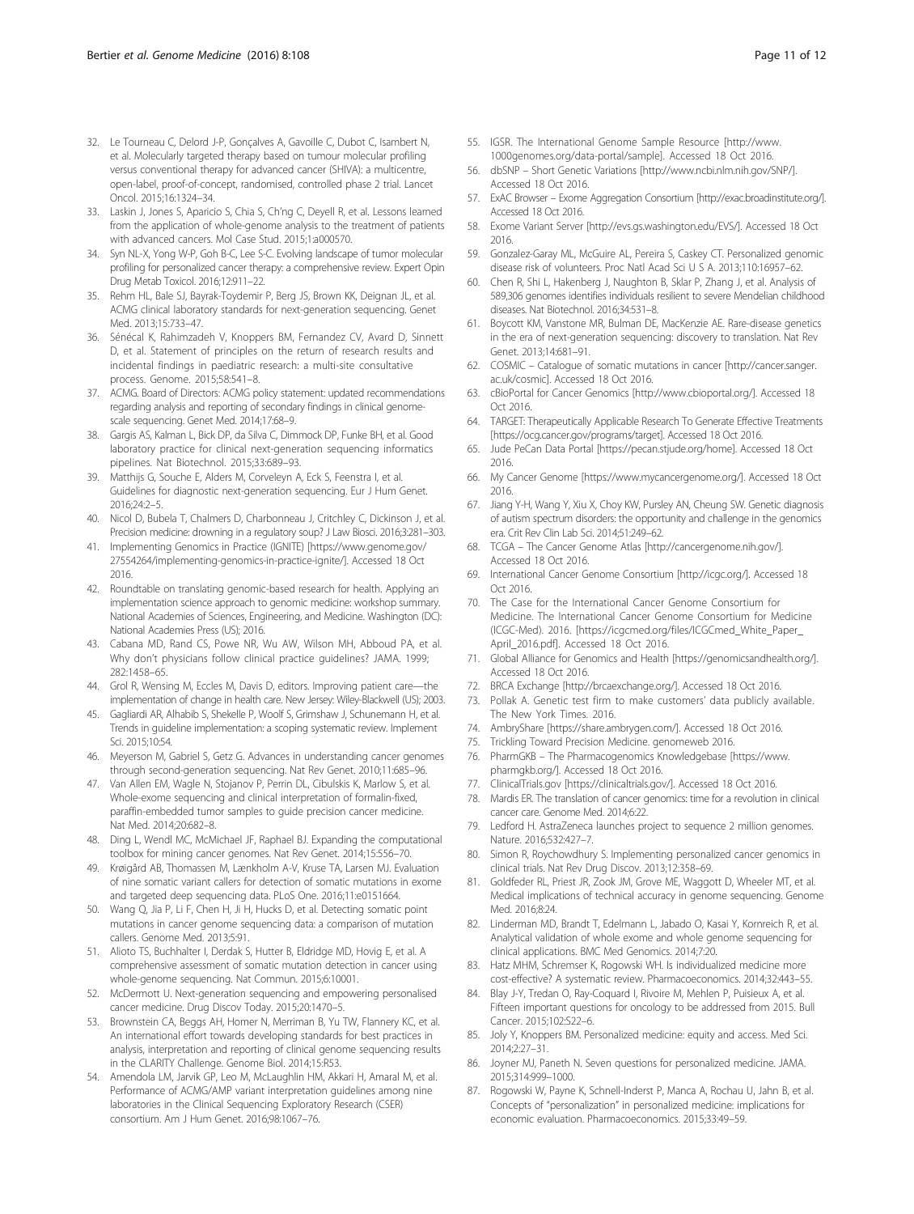32. Le Tourneau C, Delord J-P, Gonçalves A, Gavoille C, Dubot C, Isambert N, et al. Molecularly targeted therapy based on tumour molecular profiling versus conventional therapy for advanced cancer (SHIVA): a multicentre, open-label, proof-of-concept, randomised, controlled phase 2 trial. Lancet Oncol. 2015;16:1324–34.
33. Laskin J, Jones S, Aparicio S, Chia S, Ch'ng C, Deyell R, et al. Lessons learned from the application of whole-genome analysis to the treatment of patients with advanced cancers. Mol Case Stud. 2015;1:a000570.
34. Syn NL-X, Yong W-P, Goh B-C, Lee S-C. Evolving landscape of tumor molecular profiling for personalized cancer therapy: a comprehensive review. Expert Opin Drug Metab Toxicol. 2016;12:911–22.
35. Rehm HL, Bale SJ, Bayrak-Toydemir P, Berg JS, Brown KK, Deignan JL, et al. ACMG clinical laboratory standards for next-generation sequencing. Genet Med. 2013;15:733–47.
36. Sénécal K, Rahimzadeh V, Knoppers BM, Fernandez CV, Avard D, Sinnett D, et al. Statement of principles on the return of research results and incidental findings in paediatric research: a multi-site consultative process. Genome. 2015;58:541–8.
37. ACMG. Board of Directors: ACMG policy statement: updated recommendations regarding analysis and reporting of secondary findings in clinical genome-scale sequencing. Genet Med. 2014;17:68–9.
38. Gargis AS, Kalman L, Bick DP, da Silva C, Dimmock DP, Funke BH, et al. Good laboratory practice for clinical next-generation sequencing informatics pipelines. Nat Biotechnol. 2015;33:689–93.
39. Matthijs G, Souche E, Alders M, Corveleyn A, Eck S, Feenstra I, et al. Guidelines for diagnostic next-generation sequencing. Eur J Hum Genet. 2016;24:2–5.
40. Nicol D, Bubela T, Chalmers D, Charbonneau J, Critchley C, Dickinson J, et al. Precision medicine: drowning in a regulatory soup? J Law Biosci. 2016;3:281–303.
41. Implementing Genomics in Practice (IGNITE) [https://www.genome.gov/27554264/implementing-genomics-in-practice-ignite/]. Accessed 18 Oct 2016.
42. Roundtable on translating genomic-based research for health. Applying an implementation science approach to genomic medicine: workshop summary. National Academies of Sciences, Engineering, and Medicine. Washington (DC): National Academies Press (US); 2016.
43. Cabana MD, Rand CS, Powe NR, Wu AW, Wilson MH, Abboud PA, et al. Why don't physicians follow clinical practice guidelines? JAMA. 1999; 282:1458–65.
44. Grol R, Wensing M, Eccles M, Davis D, editors. Improving patient care—the implementation of change in health care. New Jersey: Wiley-Blackwell (US); 2003.
45. Gagliardi AR, Alhabib S, Shekelle P, Woolf S, Grimshaw J, Schunemann H, et al. Trends in guideline implementation: a scoping systematic review. Implement Sci. 2015;10:54.
46. Meyerson M, Gabriel S, Getz G. Advances in understanding cancer genomes through second-generation sequencing. Nat Rev Genet. 2010;11:685–96.
47. Van Allen EM, Wagle N, Stojanov P, Perrin DL, Cibulskis K, Marlow S, et al. Whole-exome sequencing and clinical interpretation of formalin-fixed, paraffin-embedded tumor samples to guide precision cancer medicine. Nat Med. 2014;20:682–8.
48. Ding L, Wendl MC, McMichael JF, Raphael BJ. Expanding the computational toolbox for mining cancer genomes. Nat Rev Genet. 2014;15:556–70.
49. Krøigård AB, Thomassen M, Lænkholm A-V, Kruse TA, Larsen MJ. Evaluation of nine somatic variant callers for detection of somatic mutations in exome and targeted deep sequencing data. PLoS One. 2016;11:e0151664.
50. Wang Q, Jia P, Li F, Chen H, Ji H, Hucks D, et al. Detecting somatic point mutations in cancer genome sequencing data: a comparison of mutation callers. Genome Med. 2013;5:91.
51. Alioto TS, Buchhalter I, Derdak S, Hutter B, Eldridge MD, Hovig E, et al. A comprehensive assessment of somatic mutation detection in cancer using whole-genome sequencing. Nat Commun. 2015;6:10001.
52. McDermott U. Next-generation sequencing and empowering personalised cancer medicine. Drug Discov Today. 2015;20:1470–5.
53. Brownstein CA, Beggs AH, Homer N, Merriman B, Yu TW, Flannery KC, et al. An international effort towards developing standards for best practices in analysis, interpretation and reporting of clinical genome sequencing results in the CLARITY Challenge. Genome Biol. 2014;15:R53.
54. Amendola LM, Jarvik GP, Leo M, McLaughlin HM, Akkari H, Amaral M, et al. Performance of ACMG/AMP variant interpretation guidelines among nine laboratories in the Clinical Sequencing Exploratory Research (CSER) consortium. Am J Hum Genet. 2016;98:1067–76.
55. IGSR. The International Genome Sample Resource [http://www.1000genomes.org/data-portal/sample]. Accessed 18 Oct 2016.
56. dbSNP – Short Genetic Variations [http://www.ncbi.nlm.nih.gov/SNP/]. Accessed 18 Oct 2016.
57. ExAC Browser – Exome Aggregation Consortium [http://exac.broadinstitute.org/]. Accessed 18 Oct 2016.
58. Exome Variant Server [http://evs.gs.washington.edu/EVS/]. Accessed 18 Oct 2016.
59. Gonzalez-Garay ML, McGuire AL, Pereira S, Caskey CT. Personalized genomic disease risk of volunteers. Proc Natl Acad Sci U S A. 2013;110:16957–62.
60. Chen R, Shi L, Hakenberg J, Naughton B, Sklar P, Zhang J, et al. Analysis of 589,306 genomes identifies individuals resilient to severe Mendelian childhood diseases. Nat Biotechnol. 2016;34:531–8.
61. Boycott KM, Vanstone MR, Bulman DE, MacKenzie AE. Rare-disease genetics in the era of next-generation sequencing: discovery to translation. Nat Rev Genet. 2013;14:681–91.
62. COSMIC – Catalogue of somatic mutations in cancer [http://cancer.sanger.ac.uk/cosmic]. Accessed 18 Oct 2016.
63. cBioPortal for Cancer Genomics [http://www.cbioportal.org/]. Accessed 18 Oct 2016.
64. TARGET: Therapeutically Applicable Research To Generate Effective Treatments [https://ocg.cancer.gov/programs/target]. Accessed 18 Oct 2016.
65. Jude PeCan Data Portal [https://pecan.stjude.org/home]. Accessed 18 Oct 2016.
66. My Cancer Genome [https://www.mycancergenome.org/]. Accessed 18 Oct 2016.
67. Jiang Y-H, Wang Y, Xiu X, Choy KW, Pursley AN, Cheung SW. Genetic diagnosis of autism spectrum disorders: the opportunity and challenge in the genomics era. Crit Rev Clin Lab Sci. 2014;51:249–62.
68. TCGA – The Cancer Genome Atlas [http://cancergenome.nih.gov/]. Accessed 18 Oct 2016.
69. International Cancer Genome Consortium [http://icgc.org/]. Accessed 18 Oct 2016.
70. The Case for the International Cancer Genome Consortium for Medicine. The International Cancer Genome Consortium for Medicine (ICGC-Med). 2016. [https://icgcmed.org/files/ICGCmed_White_Paper_April_2016.pdf]. Accessed 18 Oct 2016.
71. Global Alliance for Genomics and Health [https://genomicsandhealth.org/]. Accessed 18 Oct 2016.
72. BRCA Exchange [http://brcaexchange.org/]. Accessed 18 Oct 2016.
73. Pollak A. Genetic test firm to make customers' data publicly available. The New York Times. 2016.
74. AmbryShare [https://share.ambrygen.com/]. Accessed 18 Oct 2016.
75. Trickling Toward Precision Medicine. genomeweb 2016.
76. PharmGKB – The Pharmacogenomics Knowledgebase [https://www.pharmgkb.org/]. Accessed 18 Oct 2016.
77. ClinicalTrials.gov [https://clinicaltrials.gov/]. Accessed 18 Oct 2016.
78. Mardis ER. The translation of cancer genomics: time for a revolution in clinical cancer care. Genome Med. 2014;6:22.
79. Ledford H. AstraZeneca launches project to sequence 2 million genomes. Nature. 2016;532:427–7.
80. Simon R, Roychowdhury S. Implementing personalized cancer genomics in clinical trials. Nat Rev Drug Discov. 2013;12:358–69.
81. Goldfeder RL, Priest JR, Zook JM, Grove ME, Waggott D, Wheeler MT, et al. Medical implications of technical accuracy in genome sequencing. Genome Med. 2016;8:24.
82. Linderman MD, Brandt T, Edelmann L, Jabado O, Kasai Y, Kornreich R, et al. Analytical validation of whole exome and whole genome sequencing for clinical applications. BMC Med Genomics. 2014;7:20.
83. Hatz MHM, Schremser K, Rogowski WH. Is individualized medicine more cost-effective? A systematic review. Pharmacoeconomics. 2014;32:443–55.
84. Blay J-Y, Tredan O, Ray-Coquard I, Rivoire M, Mehlen P, Puisieux A, et al. Fifteen important questions for oncology to be addressed from 2015. Bull Cancer. 2015;102:S22–6.
85. Joly Y, Knoppers BM. Personalized medicine: equity and access. Med Sci. 2014;2:27–31.
86. Joyner MJ, Paneth N. Seven questions for personalized medicine. JAMA. 2015;314:999–1000.
87. Rogowski W, Payne K, Schnell-Inderst P, Manca A, Rochau U, Jahn B, et al. Concepts of "personalization" in personalized medicine: implications for economic evaluation. Pharmacoeconomics. 2015;33:49–59.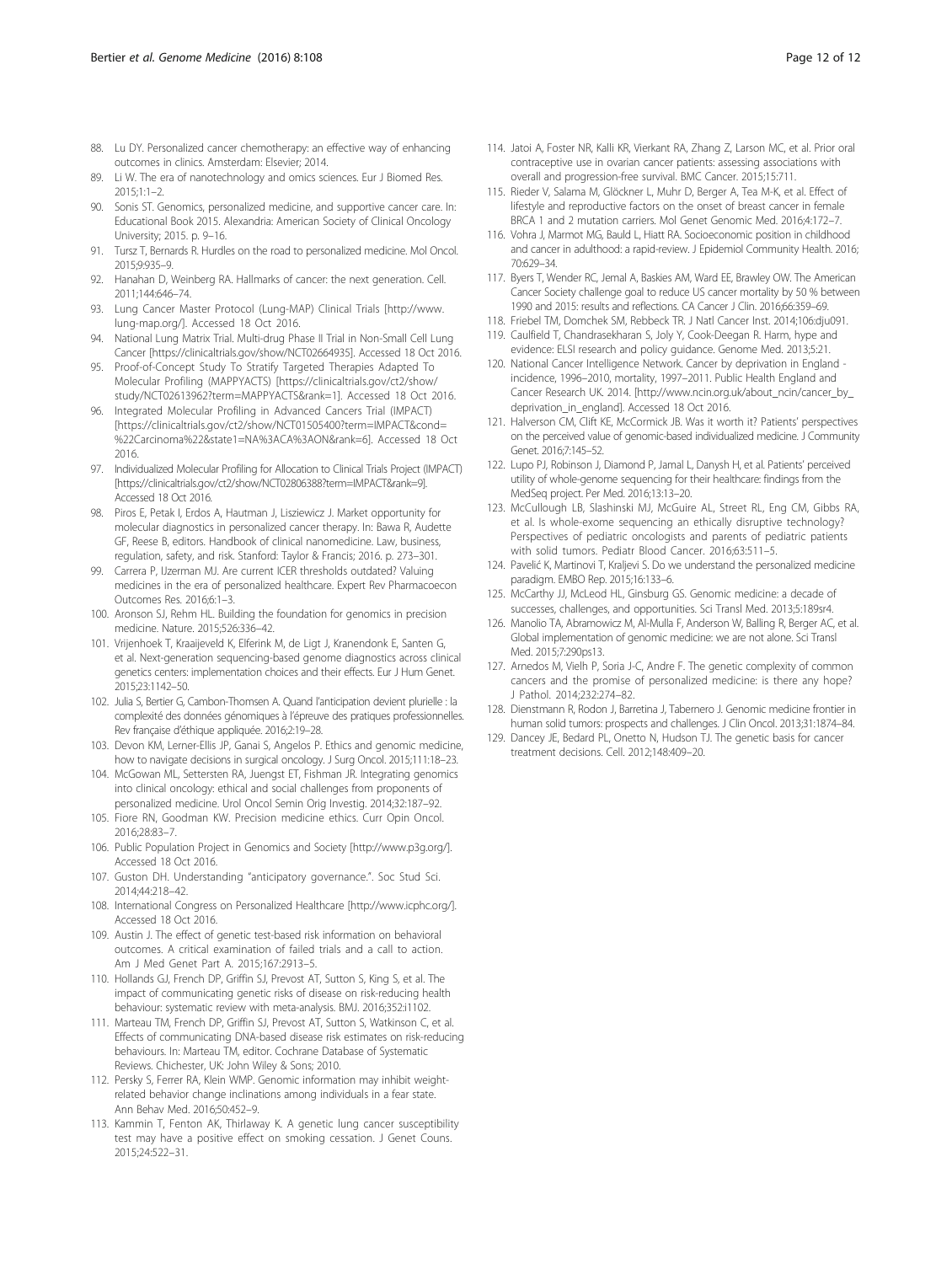88. Lu DY. Personalized cancer chemotherapy: an effective way of enhancing outcomes in clinics. Amsterdam: Elsevier; 2014.
89. Li W. The era of nanotechnology and omics sciences. Eur J Biomed Res. 2015;1:1–2.
90. Sonis ST. Genomics, personalized medicine, and supportive cancer care. In: Educational Book 2015. Alexandria: American Society of Clinical Oncology University; 2015. p. 9–16.
91. Tursz T, Bernards R. Hurdles on the road to personalized medicine. Mol Oncol. 2015;9:935–9.
92. Hanahan D, Weinberg RA. Hallmarks of cancer: the next generation. Cell. 2011;144:646–74.
93. Lung Cancer Master Protocol (Lung-MAP) Clinical Trials [http://www.lung-map.org/]. Accessed 18 Oct 2016.
94. National Lung Matrix Trial. Multi-drug Phase II Trial in Non-Small Cell Lung Cancer [https://clinicaltrials.gov/show/NCT02664935]. Accessed 18 Oct 2016.
95. Proof-of-Concept Study To Stratify Targeted Therapies Adapted To Molecular Profiling (MAPPYACTS) [https://clinicaltrials.gov/ct2/show/study/NCT02613962?term=MAPPYACTS&rank=1]. Accessed 18 Oct 2016.
96. Integrated Molecular Profiling in Advanced Cancers Trial (IMPACT) [https://clinicaltrials.gov/ct2/show/NCT01505400?term=IMPACT&cond=%22Carcinoma%22&state1=NA%3ACA%3AON&rank=6]. Accessed 18 Oct 2016.
97. Individualized Molecular Profiling for Allocation to Clinical Trials Project (IMPACT) [https://clinicaltrials.gov/ct2/show/NCT02806388?term=IMPACT&rank=9]. Accessed 18 Oct 2016.
98. Piros E, Petak I, Erdos A, Hautman J, Lisziewicz J. Market opportunity for molecular diagnostics in personalized cancer therapy. In: Bawa R, Audette GF, Reese B, editors. Handbook of clinical nanomedicine. Law, business, regulation, safety, and risk. Stanford: Taylor & Francis; 2016. p. 273–301.
99. Carrera P, IJzerman MJ. Are current ICER thresholds outdated? Valuing medicines in the era of personalized healthcare. Expert Rev Pharmacoecon Outcomes Res. 2016;6:1–3.
100. Aronson SJ, Rehm HL. Building the foundation for genomics in precision medicine. Nature. 2015;526:336–42.
101. Vrijenhoek T, Kraaijeveld K, Elferink M, de Ligt J, Kranendonk E, Santen G, et al. Next-generation sequencing-based genome diagnostics across clinical genetics centers: implementation choices and their effects. Eur J Hum Genet. 2015;23:1142–50.
102. Julia S, Bertier G, Cambon-Thomsen A. Quand l'anticipation devient plurielle : la complexité des données génomiques à l'épreuve des pratiques professionnelles. Rev française d'éthique appliquée. 2016;2:19–28.
103. Devon KM, Lerner-Ellis JP, Ganai S, Angelos P. Ethics and genomic medicine, how to navigate decisions in surgical oncology. J Surg Oncol. 2015;111:18–23.
104. McGowan ML, Settersten RA, Juengst ET, Fishman JR. Integrating genomics into clinical oncology: ethical and social challenges from proponents of personalized medicine. Urol Oncol Semin Orig Investig. 2014;32:187–92.
105. Fiore RN, Goodman KW. Precision medicine ethics. Curr Opin Oncol. 2016;28:83–7.
106. Public Population Project in Genomics and Society [http://www.p3g.org/]. Accessed 18 Oct 2016.
107. Guston DH. Understanding "anticipatory governance.". Soc Stud Sci. 2014;44:218–42.
108. International Congress on Personalized Healthcare [http://www.icphc.org/]. Accessed 18 Oct 2016.
109. Austin J. The effect of genetic test-based risk information on behavioral outcomes. A critical examination of failed trials and a call to action. Am J Med Genet Part A. 2015;167:2913–5.
110. Hollands GJ, French DP, Griffin SJ, Prevost AT, Sutton S, King S, et al. The impact of communicating genetic risks of disease on risk-reducing health behaviour: systematic review with meta-analysis. BMJ. 2016;352:i1102.
111. Marteau TM, French DP, Griffin SJ, Prevost AT, Sutton S, Watkinson C, et al. Effects of communicating DNA-based disease risk estimates on risk-reducing behaviours. In: Marteau TM, editor. Cochrane Database of Systematic Reviews. Chichester, UK: John Wiley & Sons; 2010.
112. Persky S, Ferrer RA, Klein WMP. Genomic information may inhibit weight-related behavior change inclinations among individuals in a fear state. Ann Behav Med. 2016;50:452–9.
113. Kammin T, Fenton AK, Thirlaway K. A genetic lung cancer susceptibility test may have a positive effect on smoking cessation. J Genet Couns. 2015;24:522–31.
114. Jatoi A, Foster NR, Kalli KR, Vierkant RA, Zhang Z, Larson MC, et al. Prior oral contraceptive use in ovarian cancer patients: assessing associations with overall and progression-free survival. BMC Cancer. 2015;15:711.
115. Rieder V, Salama M, Glöckner L, Muhr D, Berger A, Tea M-K, et al. Effect of lifestyle and reproductive factors on the onset of breast cancer in female BRCA 1 and 2 mutation carriers. Mol Genet Genomic Med. 2016;4:172–7.
116. Vohra J, Marmot MG, Bauld L, Hiatt RA. Socioeconomic position in childhood and cancer in adulthood: a rapid-review. J Epidemiol Community Health. 2016; 70:629–34.
117. Byers T, Wender RC, Jemal A, Baskies AM, Ward EE, Brawley OW. The American Cancer Society challenge goal to reduce US cancer mortality by 50 % between 1990 and 2015: results and reflections. CA Cancer J Clin. 2016;66:359–69.
118. Friebel TM, Domchek SM, Rebbeck TR. J Natl Cancer Inst. 2014;106:dju091.
119. Caulfield T, Chandrasekharan S, Joly Y, Cook-Deegan R. Harm, hype and evidence: ELSI research and policy guidance. Genome Med. 2013;5:21.
120. National Cancer Intelligence Network. Cancer by deprivation in England - incidence, 1996–2010, mortality, 1997–2011. Public Health England and Cancer Research UK. 2014. [http://www.ncin.org.uk/about_ncin/cancer_by_deprivation_in_england]. Accessed 18 Oct 2016.
121. Halverson CM, Clift KE, McCormick JB. Was it worth it? Patients' perspectives on the perceived value of genomic-based individualized medicine. J Community Genet. 2016;7:145–52.
122. Lupo PJ, Robinson J, Diamond P, Jamal L, Danysh H, et al. Patients' perceived utility of whole-genome sequencing for their healthcare: findings from the MedSeq project. Per Med. 2016;13:13–20.
123. McCullough LB, Slashinski MJ, McGuire AL, Street RL, Eng CM, Gibbs RA, et al. Is whole-exome sequencing an ethically disruptive technology? Perspectives of pediatric oncologists and parents of pediatric patients with solid tumors. Pediatr Blood Cancer. 2016;63:511–5.
124. Pavelić K, Martinovi T, Kraljevi S. Do we understand the personalized medicine paradigm. EMBO Rep. 2015;16:133–6.
125. McCarthy JJ, McLeod HL, Ginsburg GS. Genomic medicine: a decade of successes, challenges, and opportunities. Sci Transl Med. 2013;5:189sr4.
126. Manolio TA, Abramowicz M, Al-Mulla F, Anderson W, Balling R, Berger AC, et al. Global implementation of genomic medicine: we are not alone. Sci Transl Med. 2015;7:290ps13.
127. Arnedos M, Vielh P, Soria J-C, Andre F. The genetic complexity of common cancers and the promise of personalized medicine: is there any hope? J Pathol. 2014;232:274–82.
128. Dienstmann R, Rodon J, Barretina J, Tabernero J. Genomic medicine frontier in human solid tumors: prospects and challenges. J Clin Oncol. 2013;31:1874–84.
129. Dancey JE, Bedard PL, Onetto N, Hudson TJ. The genetic basis for cancer treatment decisions. Cell. 2012;148:409–20.